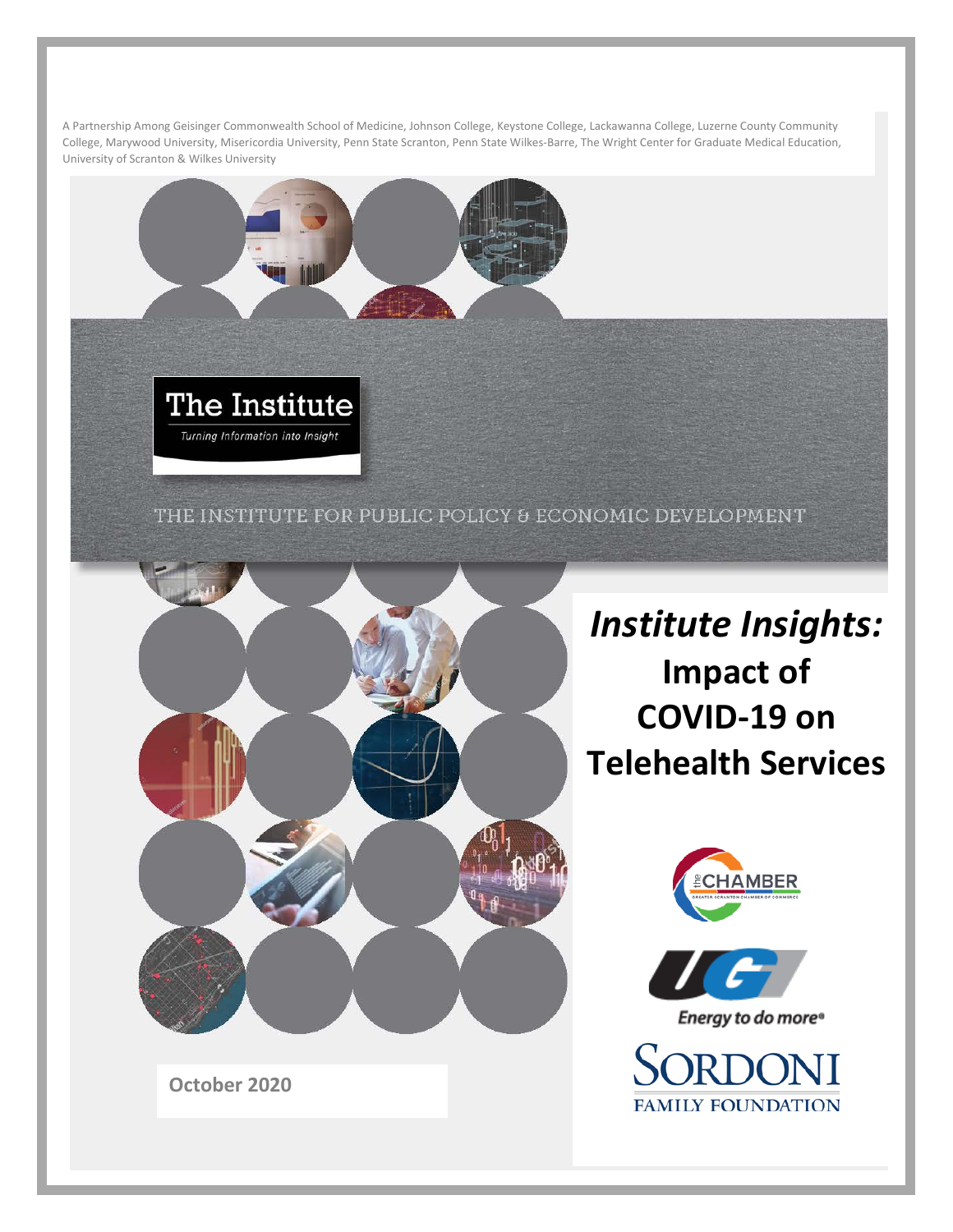A Partnership Among Geisinger Commonwealth School of Medicine, Johnson College, Keystone College, Lackawanna College, Luzerne County Community College, Marywood University, Misericordia University, Penn State Scranton, Penn State Wilkes-Barre, The Wright Center for Graduate Medical Education, University of Scranton & Wilkes University

The Institute

*Turning Information into Insight*

THE INSTITUTE FOR PUBLIC POLICY & ECONOMIC DEVELOPMENT

# *Institute Insights:* Impact of COVID-19 on Telehealth Services

the CHAMBER

GREATER SCRANTON CHAMBER OF COMMERCE

UGI

*Energy to do more®*

SORDONI FAMILY FOUNDATION

**October 2020**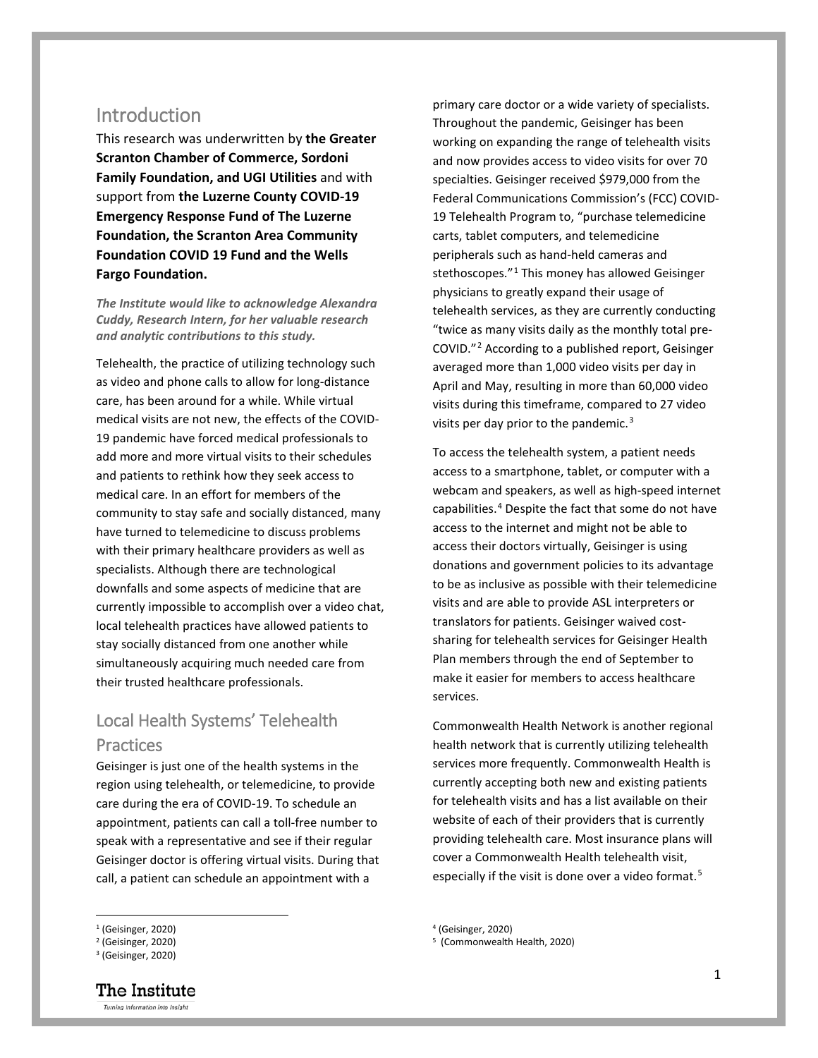# Introduction

This research was underwritten by **the Greater Scranton Chamber of Commerce, Sordoni Family Foundation, and UGI Utilities** and with support from **the Luzerne County COVID-19 Emergency Response Fund of The Luzerne Foundation, the Scranton Area Community Foundation COVID 19 Fund and the Wells Fargo Foundation.**

***The Institute would like to acknowledge Alexandra Cuddy, Research Intern, for her valuable research and analytic contributions to this study.***

Telehealth, the practice of utilizing technology such as video and phone calls to allow for long-distance care, has been around for a while. While virtual medical visits are not new, the effects of the COVID-19 pandemic have forced medical professionals to add more and more virtual visits to their schedules and patients to rethink how they seek access to medical care. In an effort for members of the community to stay safe and socially distanced, many have turned to telemedicine to discuss problems with their primary healthcare providers as well as specialists. Although there are technological downfalls and some aspects of medicine that are currently impossible to accomplish over a video chat, local telehealth practices have allowed patients to stay socially distanced from one another while simultaneously acquiring much needed care from their trusted healthcare professionals.

## Local Health Systems' Telehealth Practices

Geisinger is just one of the health systems in the region using telehealth, or telemedicine, to provide care during the era of COVID-19. To schedule an appointment, patients can call a toll-free number to speak with a representative and see if their regular Geisinger doctor is offering virtual visits. During that call, a patient can schedule an appointment with a primary care doctor or a wide variety of specialists. Throughout the pandemic, Geisinger has been working on expanding the range of telehealth visits and now provides access to video visits for over 70 specialties. Geisinger received $979,000 from the Federal Communications Commission's (FCC) COVID-19 Telehealth Program to, "purchase telemedicine carts, tablet computers, and telemedicine peripherals such as hand-held cameras and stethoscopes."[1] This money has allowed Geisinger physicians to greatly expand their usage of telehealth services, as they are currently conducting "twice as many visits daily as the monthly total pre-COVID."[2] According to a published report, Geisinger averaged more than 1,000 video visits per day in April and May, resulting in more than 60,000 video visits during this timeframe, compared to 27 video visits per day prior to the pandemic.[3]

To access the telehealth system, a patient needs access to a smartphone, tablet, or computer with a webcam and speakers, as well as high-speed internet capabilities.[4] Despite the fact that some do not have access to the internet and might not be able to access their doctors virtually, Geisinger is using donations and government policies to its advantage to be as inclusive as possible with their telemedicine visits and are able to provide ASL interpreters or translators for patients. Geisinger waived cost-sharing for telehealth services for Geisinger Health Plan members through the end of September to make it easier for members to access healthcare services.

Commonwealth Health Network is another regional health network that is currently utilizing telehealth services more frequently. Commonwealth Health is currently accepting both new and existing patients for telehealth visits and has a list available on their website of each of their providers that is currently providing telehealth care. Most insurance plans will cover a Commonwealth Health telehealth visit, especially if the visit is done over a video format.[5]

[1] (Geisinger, 2020)
[2] (Geisinger, 2020)
[3] (Geisinger, 2020)
[4] (Geisinger, 2020)
[5] (Commonwealth Health, 2020)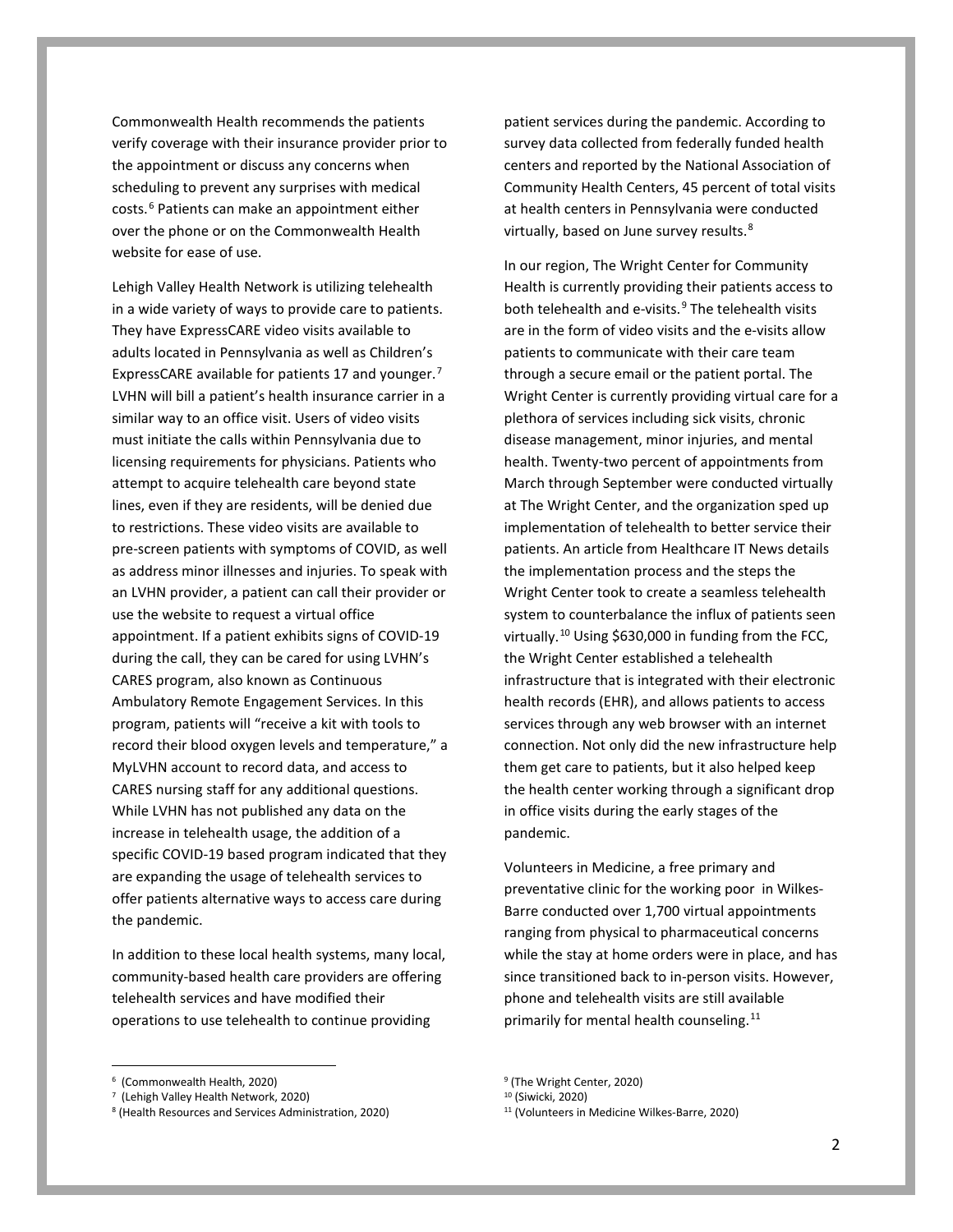Commonwealth Health recommends the patients verify coverage with their insurance provider prior to the appointment or discuss any concerns when scheduling to prevent any surprises with medical costs.[6] Patients can make an appointment either over the phone or on the Commonwealth Health website for ease of use.

Lehigh Valley Health Network is utilizing telehealth in a wide variety of ways to provide care to patients. They have ExpressCARE video visits available to adults located in Pennsylvania as well as Children's ExpressCARE available for patients 17 and younger.[7] LVHN will bill a patient's health insurance carrier in a similar way to an office visit. Users of video visits must initiate the calls within Pennsylvania due to licensing requirements for physicians. Patients who attempt to acquire telehealth care beyond state lines, even if they are residents, will be denied due to restrictions. These video visits are available to pre-screen patients with symptoms of COVID, as well as address minor illnesses and injuries. To speak with an LVHN provider, a patient can call their provider or use the website to request a virtual office appointment. If a patient exhibits signs of COVID-19 during the call, they can be cared for using LVHN's CARES program, also known as Continuous Ambulatory Remote Engagement Services. In this program, patients will "receive a kit with tools to record their blood oxygen levels and temperature," a MyLVHN account to record data, and access to CARES nursing staff for any additional questions. While LVHN has not published any data on the increase in telehealth usage, the addition of a specific COVID-19 based program indicated that they are expanding the usage of telehealth services to offer patients alternative ways to access care during the pandemic.

In addition to these local health systems, many local, community-based health care providers are offering telehealth services and have modified their operations to use telehealth to continue providing patient services during the pandemic. According to survey data collected from federally funded health centers and reported by the National Association of Community Health Centers, 45 percent of total visits at health centers in Pennsylvania were conducted virtually, based on June survey results.[8]

In our region, The Wright Center for Community Health is currently providing their patients access to both telehealth and e-visits.[9] The telehealth visits are in the form of video visits and the e-visits allow patients to communicate with their care team through a secure email or the patient portal. The Wright Center is currently providing virtual care for a plethora of services including sick visits, chronic disease management, minor injuries, and mental health. Twenty-two percent of appointments from March through September were conducted virtually at The Wright Center, and the organization sped up implementation of telehealth to better service their patients. An article from Healthcare IT News details the implementation process and the steps the Wright Center took to create a seamless telehealth system to counterbalance the influx of patients seen virtually.[10] Using $630,000 in funding from the FCC, the Wright Center established a telehealth infrastructure that is integrated with their electronic health records (EHR), and allows patients to access services through any web browser with an internet connection. Not only did the new infrastructure help them get care to patients, but it also helped keep the health center working through a significant drop in office visits during the early stages of the pandemic.

Volunteers in Medicine, a free primary and preventative clinic for the working poor in Wilkes-Barre conducted over 1,700 virtual appointments ranging from physical to pharmaceutical concerns while the stay at home orders were in place, and has since transitioned back to in-person visits. However, phone and telehealth visits are still available primarily for mental health counseling.[11]

---

[6] (Commonwealth Health, 2020)

[7] (Lehigh Valley Health Network, 2020)

[8] (Health Resources and Services Administration, 2020)

[9] (The Wright Center, 2020)

[10] (Siwicki, 2020)

[11] (Volunteers in Medicine Wilkes-Barre, 2020)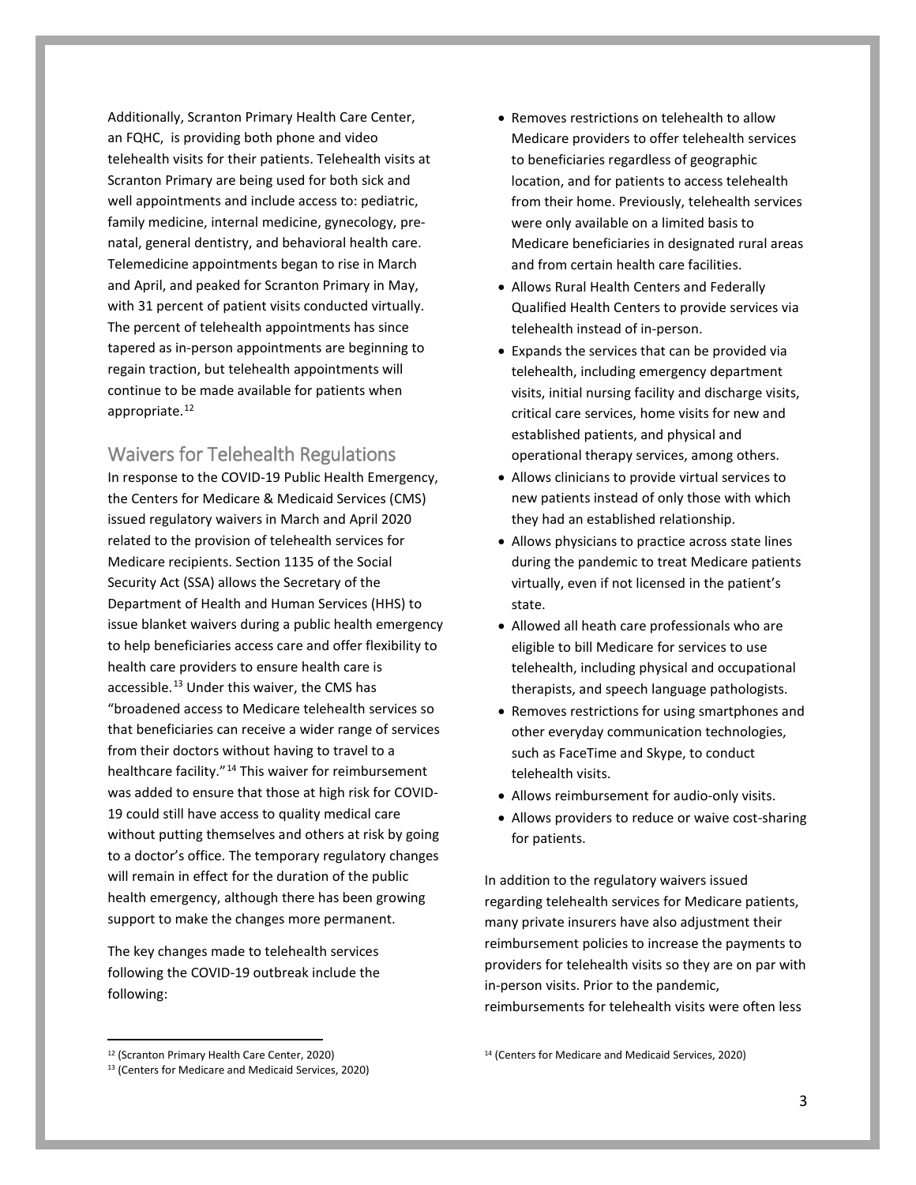Additionally, Scranton Primary Health Care Center, an FQHC, is providing both phone and video telehealth visits for their patients. Telehealth visits at Scranton Primary are being used for both sick and well appointments and include access to: pediatric, family medicine, internal medicine, gynecology, pre-natal, general dentistry, and behavioral health care. Telemedicine appointments began to rise in March and April, and peaked for Scranton Primary in May, with 31 percent of patient visits conducted virtually. The percent of telehealth appointments has since tapered as in-person appointments are beginning to regain traction, but telehealth appointments will continue to be made available for patients when appropriate.[12]

## Waivers for Telehealth Regulations

In response to the COVID-19 Public Health Emergency, the Centers for Medicare & Medicaid Services (CMS) issued regulatory waivers in March and April 2020 related to the provision of telehealth services for Medicare recipients. Section 1135 of the Social Security Act (SSA) allows the Secretary of the Department of Health and Human Services (HHS) to issue blanket waivers during a public health emergency to help beneficiaries access care and offer flexibility to health care providers to ensure health care is accessible.[13] Under this waiver, the CMS has "broadened access to Medicare telehealth services so that beneficiaries can receive a wider range of services from their doctors without having to travel to a healthcare facility."[14] This waiver for reimbursement was added to ensure that those at high risk for COVID-19 could still have access to quality medical care without putting themselves and others at risk by going to a doctor's office. The temporary regulatory changes will remain in effect for the duration of the public health emergency, although there has been growing support to make the changes more permanent.

The key changes made to telehealth services following the COVID-19 outbreak include the following:

- Removes restrictions on telehealth to allow Medicare providers to offer telehealth services to beneficiaries regardless of geographic location, and for patients to access telehealth from their home. Previously, telehealth services were only available on a limited basis to Medicare beneficiaries in designated rural areas and from certain health care facilities.
- Allows Rural Health Centers and Federally Qualified Health Centers to provide services via telehealth instead of in-person.
- Expands the services that can be provided via telehealth, including emergency department visits, initial nursing facility and discharge visits, critical care services, home visits for new and established patients, and physical and operational therapy services, among others.
- Allows clinicians to provide virtual services to new patients instead of only those with which they had an established relationship.
- Allows physicians to practice across state lines during the pandemic to treat Medicare patients virtually, even if not licensed in the patient's state.
- Allowed all heath care professionals who are eligible to bill Medicare for services to use telehealth, including physical and occupational therapists, and speech language pathologists.
- Removes restrictions for using smartphones and other everyday communication technologies, such as FaceTime and Skype, to conduct telehealth visits.
- Allows reimbursement for audio-only visits.
- Allows providers to reduce or waive cost-sharing for patients.

In addition to the regulatory waivers issued regarding telehealth services for Medicare patients, many private insurers have also adjustment their reimbursement policies to increase the payments to providers for telehealth visits so they are on par with in-person visits. Prior to the pandemic, reimbursements for telehealth visits were often less

[12] (Scranton Primary Health Care Center, 2020)

[13] (Centers for Medicare and Medicaid Services, 2020)

[14] (Centers for Medicare and Medicaid Services, 2020)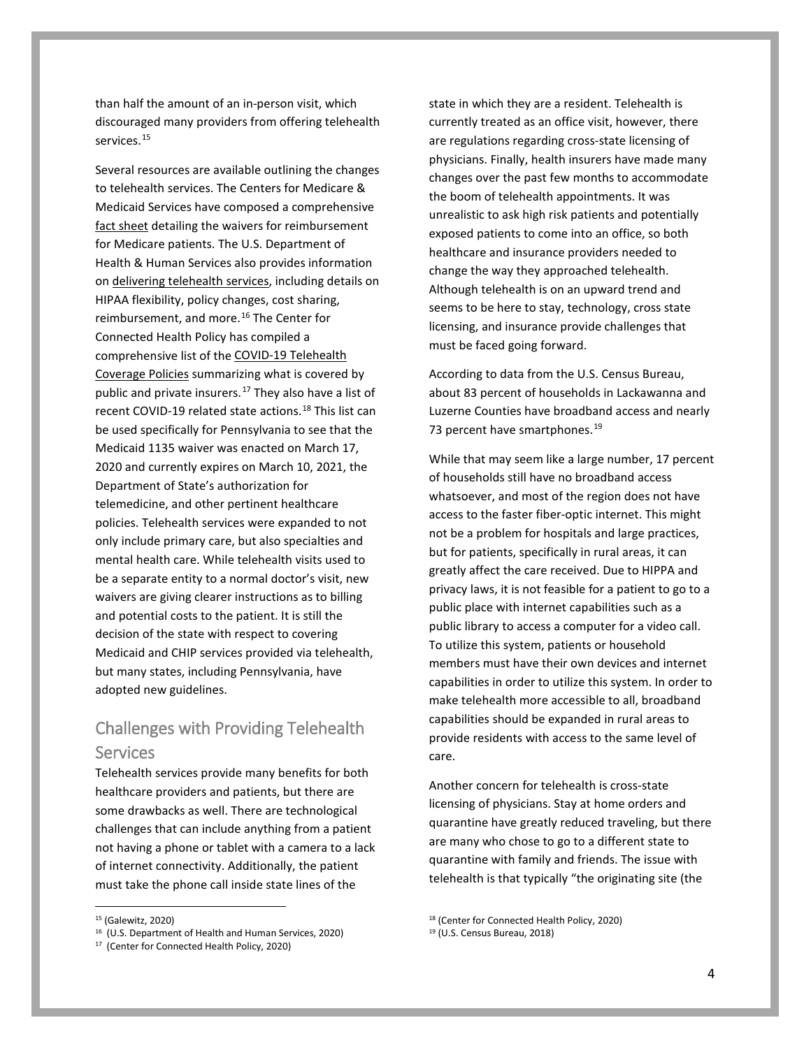than half the amount of an in-person visit, which discouraged many providers from offering telehealth services.[15]

Several resources are available outlining the changes to telehealth services. The Centers for Medicare & Medicaid Services have composed a comprehensive fact sheet detailing the waivers for reimbursement for Medicare patients. The U.S. Department of Health & Human Services also provides information on delivering telehealth services, including details on HIPAA flexibility, policy changes, cost sharing, reimbursement, and more.[16] The Center for Connected Health Policy has compiled a comprehensive list of the COVID-19 Telehealth Coverage Policies summarizing what is covered by public and private insurers.[17] They also have a list of recent COVID-19 related state actions.[18] This list can be used specifically for Pennsylvania to see that the Medicaid 1135 waiver was enacted on March 17, 2020 and currently expires on March 10, 2021, the Department of State's authorization for telemedicine, and other pertinent healthcare policies. Telehealth services were expanded to not only include primary care, but also specialties and mental health care. While telehealth visits used to be a separate entity to a normal doctor's visit, new waivers are giving clearer instructions as to billing and potential costs to the patient. It is still the decision of the state with respect to covering Medicaid and CHIP services provided via telehealth, but many states, including Pennsylvania, have adopted new guidelines.

## Challenges with Providing Telehealth Services

Telehealth services provide many benefits for both healthcare providers and patients, but there are some drawbacks as well. There are technological challenges that can include anything from a patient not having a phone or tablet with a camera to a lack of internet connectivity. Additionally, the patient must take the phone call inside state lines of the state in which they are a resident. Telehealth is currently treated as an office visit, however, there are regulations regarding cross-state licensing of physicians. Finally, health insurers have made many changes over the past few months to accommodate the boom of telehealth appointments. It was unrealistic to ask high risk patients and potentially exposed patients to come into an office, so both healthcare and insurance providers needed to change the way they approached telehealth. Although telehealth is on an upward trend and seems to be here to stay, technology, cross state licensing, and insurance provide challenges that must be faced going forward.

According to data from the U.S. Census Bureau, about 83 percent of households in Lackawanna and Luzerne Counties have broadband access and nearly 73 percent have smartphones.[19]

While that may seem like a large number, 17 percent of households still have no broadband access whatsoever, and most of the region does not have access to the faster fiber-optic internet. This might not be a problem for hospitals and large practices, but for patients, specifically in rural areas, it can greatly affect the care received. Due to HIPPA and privacy laws, it is not feasible for a patient to go to a public place with internet capabilities such as a public library to access a computer for a video call. To utilize this system, patients or household members must have their own devices and internet capabilities in order to utilize this system. In order to make telehealth more accessible to all, broadband capabilities should be expanded in rural areas to provide residents with access to the same level of care.

Another concern for telehealth is cross-state licensing of physicians. Stay at home orders and quarantine have greatly reduced traveling, but there are many who chose to go to a different state to quarantine with family and friends. The issue with telehealth is that typically "the originating site (the

---

[15] (Galewitz, 2020)

[16] (U.S. Department of Health and Human Services, 2020)

[17] (Center for Connected Health Policy, 2020)

[18] (Center for Connected Health Policy, 2020)

[19] (U.S. Census Bureau, 2018)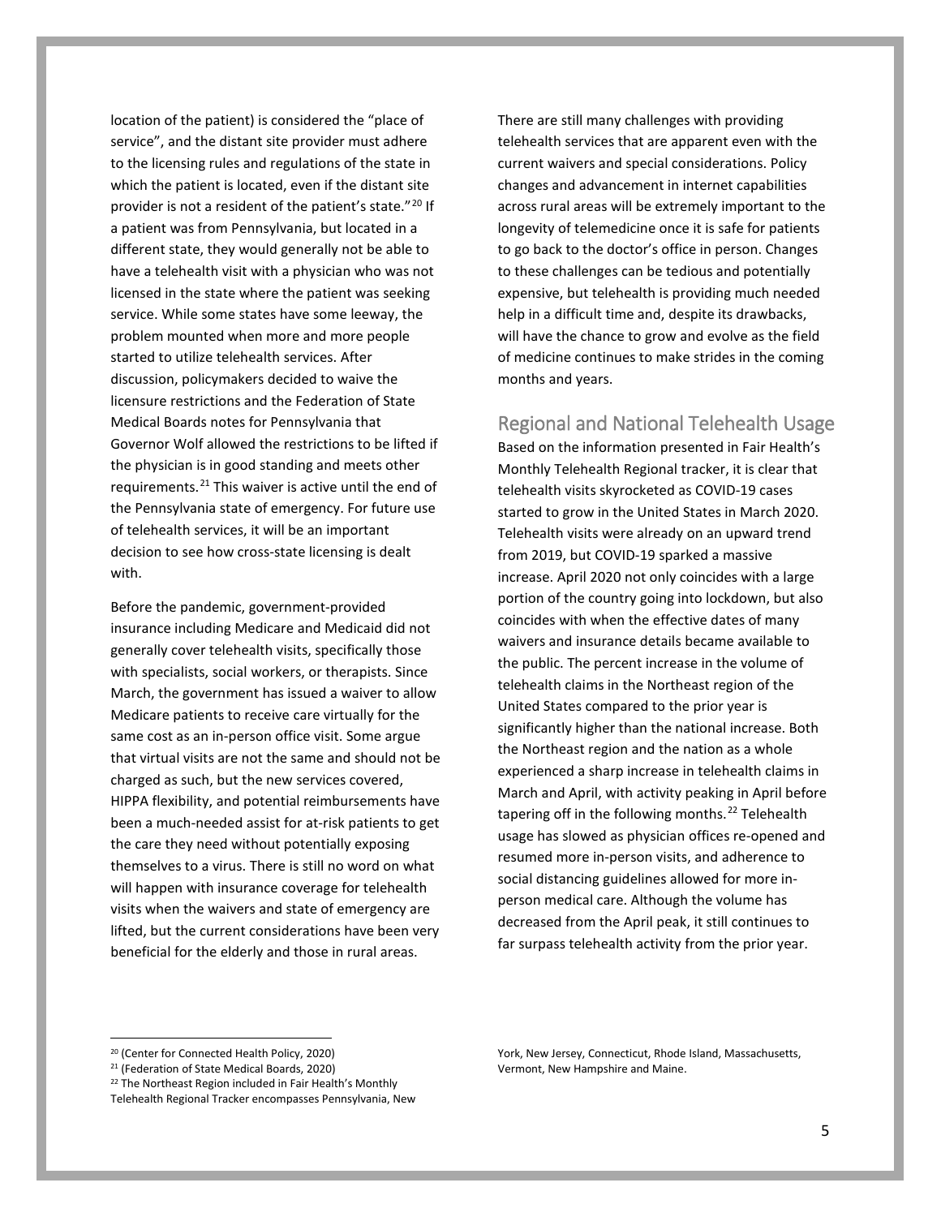location of the patient) is considered the "place of service", and the distant site provider must adhere to the licensing rules and regulations of the state in which the patient is located, even if the distant site provider is not a resident of the patient's state."[20] If a patient was from Pennsylvania, but located in a different state, they would generally not be able to have a telehealth visit with a physician who was not licensed in the state where the patient was seeking service. While some states have some leeway, the problem mounted when more and more people started to utilize telehealth services. After discussion, policymakers decided to waive the licensure restrictions and the Federation of State Medical Boards notes for Pennsylvania that Governor Wolf allowed the restrictions to be lifted if the physician is in good standing and meets other requirements.[21] This waiver is active until the end of the Pennsylvania state of emergency. For future use of telehealth services, it will be an important decision to see how cross-state licensing is dealt with.

Before the pandemic, government-provided insurance including Medicare and Medicaid did not generally cover telehealth visits, specifically those with specialists, social workers, or therapists. Since March, the government has issued a waiver to allow Medicare patients to receive care virtually for the same cost as an in-person office visit. Some argue that virtual visits are not the same and should not be charged as such, but the new services covered, HIPPA flexibility, and potential reimbursements have been a much-needed assist for at-risk patients to get the care they need without potentially exposing themselves to a virus. There is still no word on what will happen with insurance coverage for telehealth visits when the waivers and state of emergency are lifted, but the current considerations have been very beneficial for the elderly and those in rural areas.

There are still many challenges with providing telehealth services that are apparent even with the current waivers and special considerations. Policy changes and advancement in internet capabilities across rural areas will be extremely important to the longevity of telemedicine once it is safe for patients to go back to the doctor's office in person. Changes to these challenges can be tedious and potentially expensive, but telehealth is providing much needed help in a difficult time and, despite its drawbacks, will have the chance to grow and evolve as the field of medicine continues to make strides in the coming months and years.

## Regional and National Telehealth Usage

Based on the information presented in Fair Health's Monthly Telehealth Regional tracker, it is clear that telehealth visits skyrocketed as COVID-19 cases started to grow in the United States in March 2020. Telehealth visits were already on an upward trend from 2019, but COVID-19 sparked a massive increase. April 2020 not only coincides with a large portion of the country going into lockdown, but also coincides with when the effective dates of many waivers and insurance details became available to the public. The percent increase in the volume of telehealth claims in the Northeast region of the United States compared to the prior year is significantly higher than the national increase. Both the Northeast region and the nation as a whole experienced a sharp increase in telehealth claims in March and April, with activity peaking in April before tapering off in the following months.[22] Telehealth usage has slowed as physician offices re-opened and resumed more in-person visits, and adherence to social distancing guidelines allowed for more in-person medical care. Although the volume has decreased from the April peak, it still continues to far surpass telehealth activity from the prior year.

---

[20] (Center for Connected Health Policy, 2020)

[21] (Federation of State Medical Boards, 2020)

[22] The Northeast Region included in Fair Health's Monthly Telehealth Regional Tracker encompasses Pennsylvania, New York, New Jersey, Connecticut, Rhode Island, Massachusetts, Vermont, New Hampshire and Maine.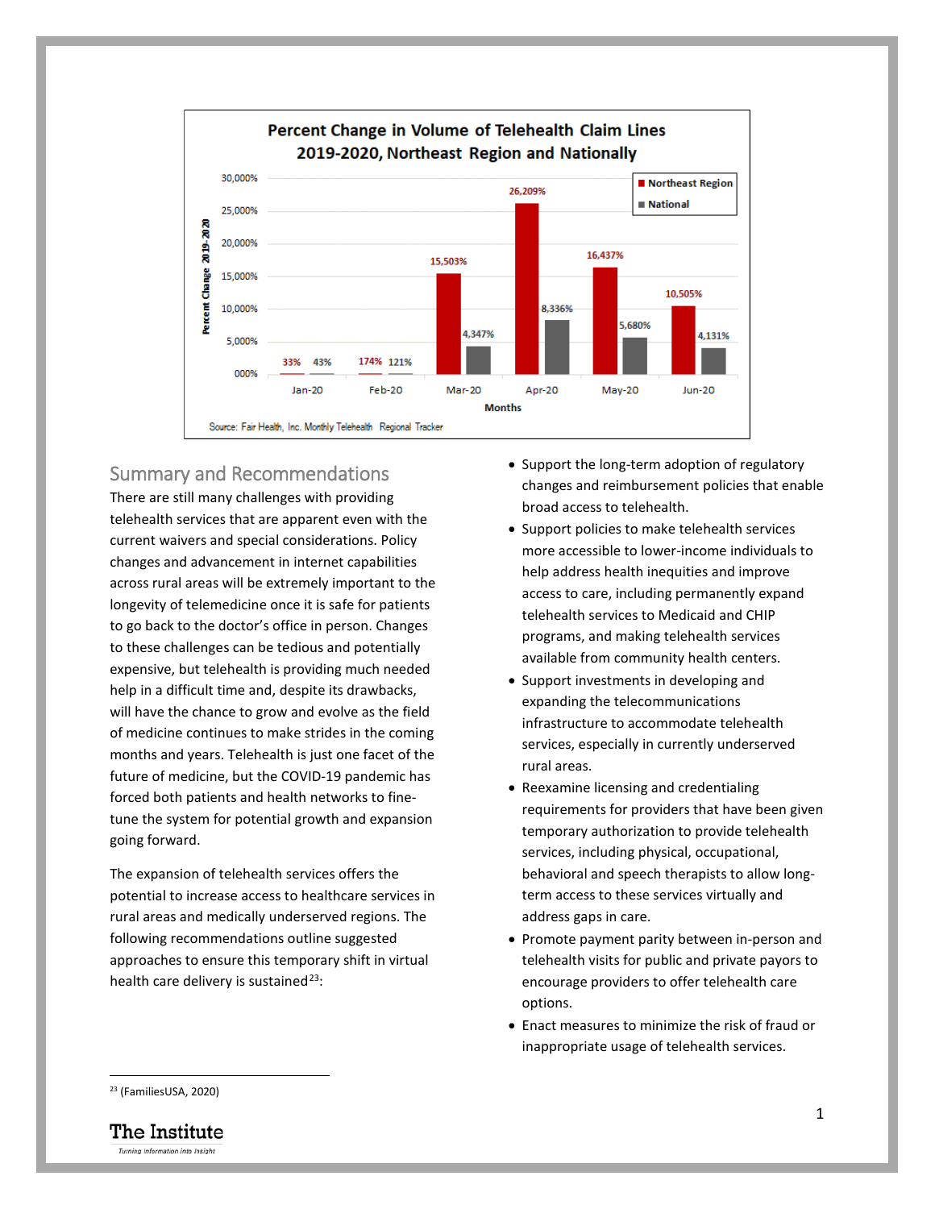**Percent Change in Volume of Telehealth Claim Lines 2019-2020, Northeast Region and Nationally**

| Months | Northeast Region | National |
|---|---|---|
| Jan-20 | 33% | 43% |
| Feb-20 | 174% | 121% |
| Mar-20 | 15,503% | 4,347% |
| Apr-20 | 26,209% | 8,336% |
| May-20 | 16,437% | 5,680% |
| Jun-20 | 10,505% | 4,131% |

Source: Fair Health, Inc. Monthly Telehealth Regional Tracker

## Summary and Recommendations

There are still many challenges with providing telehealth services that are apparent even with the current waivers and special considerations. Policy changes and advancement in internet capabilities across rural areas will be extremely important to the longevity of telemedicine once it is safe for patients to go back to the doctor's office in person. Changes to these challenges can be tedious and potentially expensive, but telehealth is providing much needed help in a difficult time and, despite its drawbacks, will have the chance to grow and evolve as the field of medicine continues to make strides in the coming months and years. Telehealth is just one facet of the future of medicine, but the COVID-19 pandemic has forced both patients and health networks to fine-tune the system for potential growth and expansion going forward.

The expansion of telehealth services offers the potential to increase access to healthcare services in rural areas and medically underserved regions. The following recommendations outline suggested approaches to ensure this temporary shift in virtual health care delivery is sustained[23]:

- Support the long-term adoption of regulatory changes and reimbursement policies that enable broad access to telehealth.
- Support policies to make telehealth services more accessible to lower-income individuals to help address health inequities and improve access to care, including permanently expand telehealth services to Medicaid and CHIP programs, and making telehealth services available from community health centers.
- Support investments in developing and expanding the telecommunications infrastructure to accommodate telehealth services, especially in currently underserved rural areas.
- Reexamine licensing and credentialing requirements for providers that have been given temporary authorization to provide telehealth services, including physical, occupational, behavioral and speech therapists to allow long-term access to these services virtually and address gaps in care.
- Promote payment parity between in-person and telehealth visits for public and private payors to encourage providers to offer telehealth care options.
- Enact measures to minimize the risk of fraud or inappropriate usage of telehealth services.

[23] (FamiliesUSA, 2020)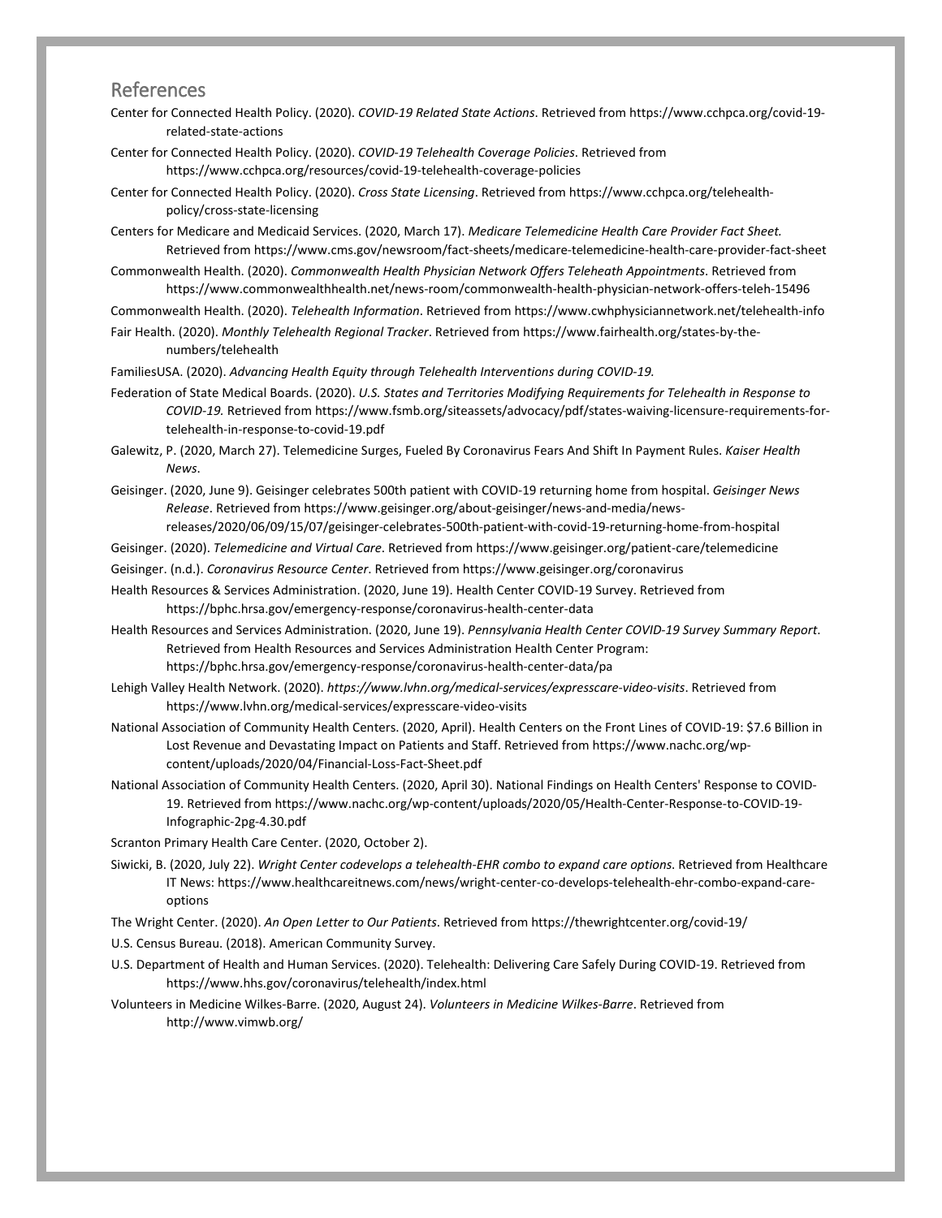## References

Center for Connected Health Policy. (2020). *COVID-19 Related State Actions*. Retrieved from https://www.cchpca.org/covid-19-related-state-actions

Center for Connected Health Policy. (2020). *COVID-19 Telehealth Coverage Policies*. Retrieved from https://www.cchpca.org/resources/covid-19-telehealth-coverage-policies

Center for Connected Health Policy. (2020). *Cross State Licensing*. Retrieved from https://www.cchpca.org/telehealth-policy/cross-state-licensing

Centers for Medicare and Medicaid Services. (2020, March 17). *Medicare Telemedicine Health Care Provider Fact Sheet.* Retrieved from https://www.cms.gov/newsroom/fact-sheets/medicare-telemedicine-health-care-provider-fact-sheet

Commonwealth Health. (2020). *Commonwealth Health Physician Network Offers Teleheath Appointments*. Retrieved from https://www.commonwealthhealth.net/news-room/commonwealth-health-physician-network-offers-teleh-15496

Commonwealth Health. (2020). *Telehealth Information*. Retrieved from https://www.cwhphysiciannetwork.net/telehealth-info

Fair Health. (2020). *Monthly Telehealth Regional Tracker*. Retrieved from https://www.fairhealth.org/states-by-the-numbers/telehealth

FamiliesUSA. (2020). *Advancing Health Equity through Telehealth Interventions during COVID-19.*

Federation of State Medical Boards. (2020). *U.S. States and Territories Modifying Requirements for Telehealth in Response to COVID-19.* Retrieved from https://www.fsmb.org/siteassets/advocacy/pdf/states-waiving-licensure-requirements-for-telehealth-in-response-to-covid-19.pdf

Galewitz, P. (2020, March 27). Telemedicine Surges, Fueled By Coronavirus Fears And Shift In Payment Rules. *Kaiser Health News*.

Geisinger. (2020, June 9). Geisinger celebrates 500th patient with COVID-19 returning home from hospital. *Geisinger News Release*. Retrieved from https://www.geisinger.org/about-geisinger/news-and-media/news-releases/2020/06/09/15/07/geisinger-celebrates-500th-patient-with-covid-19-returning-home-from-hospital

Geisinger. (2020). *Telemedicine and Virtual Care*. Retrieved from https://www.geisinger.org/patient-care/telemedicine

Geisinger. (n.d.). *Coronavirus Resource Center*. Retrieved from https://www.geisinger.org/coronavirus

Health Resources & Services Administration. (2020, June 19). Health Center COVID-19 Survey. Retrieved from https://bphc.hrsa.gov/emergency-response/coronavirus-health-center-data

Health Resources and Services Administration. (2020, June 19). *Pennsylvania Health Center COVID-19 Survey Summary Report*. Retrieved from Health Resources and Services Administration Health Center Program: https://bphc.hrsa.gov/emergency-response/coronavirus-health-center-data/pa

Lehigh Valley Health Network. (2020). *https://www.lvhn.org/medical-services/expresscare-video-visits*. Retrieved from https://www.lvhn.org/medical-services/expresscare-video-visits

National Association of Community Health Centers. (2020, April). Health Centers on the Front Lines of COVID-19: $7.6 Billion in Lost Revenue and Devastating Impact on Patients and Staff. Retrieved from https://www.nachc.org/wp-content/uploads/2020/04/Financial-Loss-Fact-Sheet.pdf

National Association of Community Health Centers. (2020, April 30). National Findings on Health Centers' Response to COVID-19. Retrieved from https://www.nachc.org/wp-content/uploads/2020/05/Health-Center-Response-to-COVID-19-Infographic-2pg-4.30.pdf

Scranton Primary Health Care Center. (2020, October 2).

Siwicki, B. (2020, July 22). *Wright Center codevelops a telehealth-EHR combo to expand care options*. Retrieved from Healthcare IT News: https://www.healthcareitnews.com/news/wright-center-co-develops-telehealth-ehr-combo-expand-care-options

The Wright Center. (2020). *An Open Letter to Our Patients*. Retrieved from https://thewrightcenter.org/covid-19/

U.S. Census Bureau. (2018). American Community Survey.

U.S. Department of Health and Human Services. (2020). Telehealth: Delivering Care Safely During COVID-19. Retrieved from https://www.hhs.gov/coronavirus/telehealth/index.html

Volunteers in Medicine Wilkes-Barre. (2020, August 24). *Volunteers in Medicine Wilkes-Barre*. Retrieved from http://www.vimwb.org/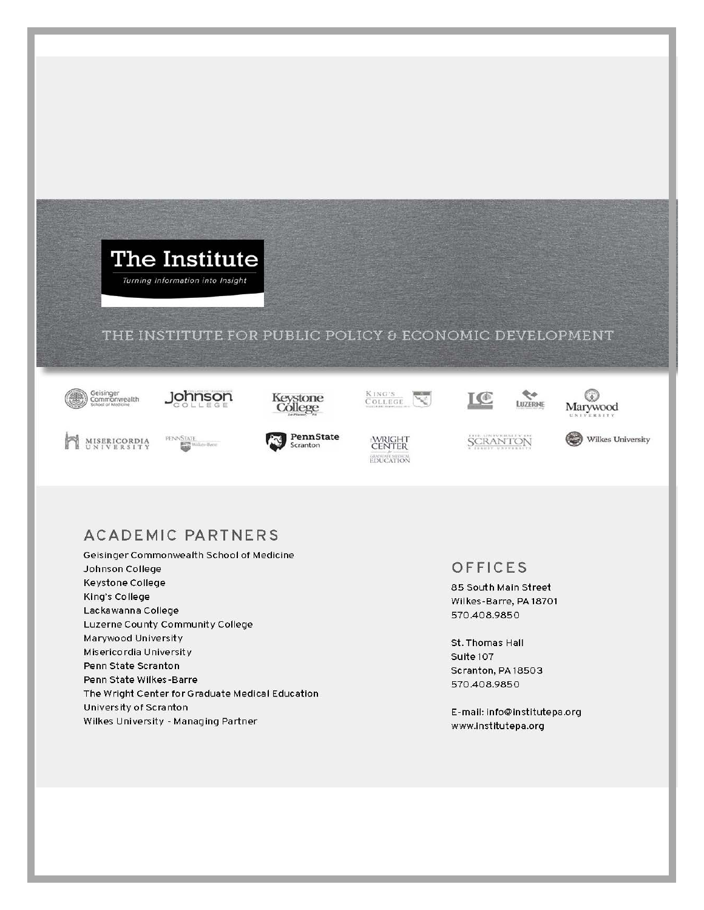The Institute

*Turning Information into Insight*

THE INSTITUTE FOR PUBLIC POLICY & ECONOMIC DEVELOPMENT

## ACADEMIC PARTNERS

Geisinger Commonwealth School of Medicine
Johnson College
Keystone College
King's College
Lackawanna College
Luzerne County Community College
Marywood University
Misericordia University
Penn State Scranton
Penn State Wilkes-Barre
The Wright Center for Graduate Medical Education
University of Scranton
Wilkes University - Managing Partner

## OFFICES

85 South Main Street
Wilkes-Barre, PA 18701
570.408.9850

St. Thomas Hall
Suite 107
Scranton, PA 18503
570.408.9850

E-mail: info@institutepa.org
www.institutepa.org